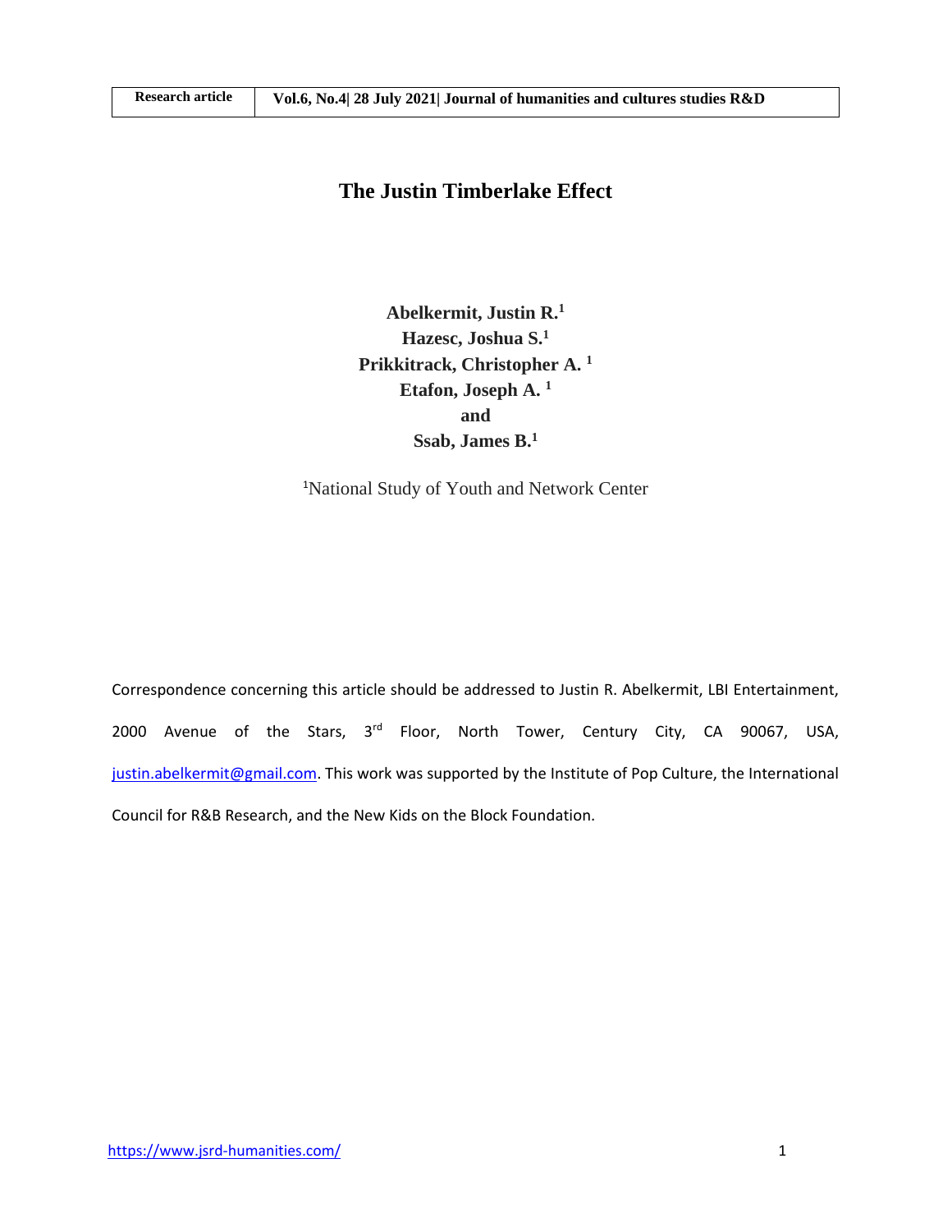# The Justin Timberlake Effect

**Abelkermit, Justin R.**[1]
**Hazesc, Joshua S.**[1]
**Prikkitrack, Christopher A.** [1]
**Etafon, Joseph A.** [1]
**and**
**Ssab, James B.**[1]

[1]National Study of Youth and Network Center

Correspondence concerning this article should be addressed to Justin R. Abelkermit, LBI Entertainment, 2000 Avenue of the Stars, 3rd Floor, North Tower, Century City, CA 90067, USA, justin.abelkermit@gmail.com. This work was supported by the Institute of Pop Culture, the International Council for R&B Research, and the New Kids on the Block Foundation.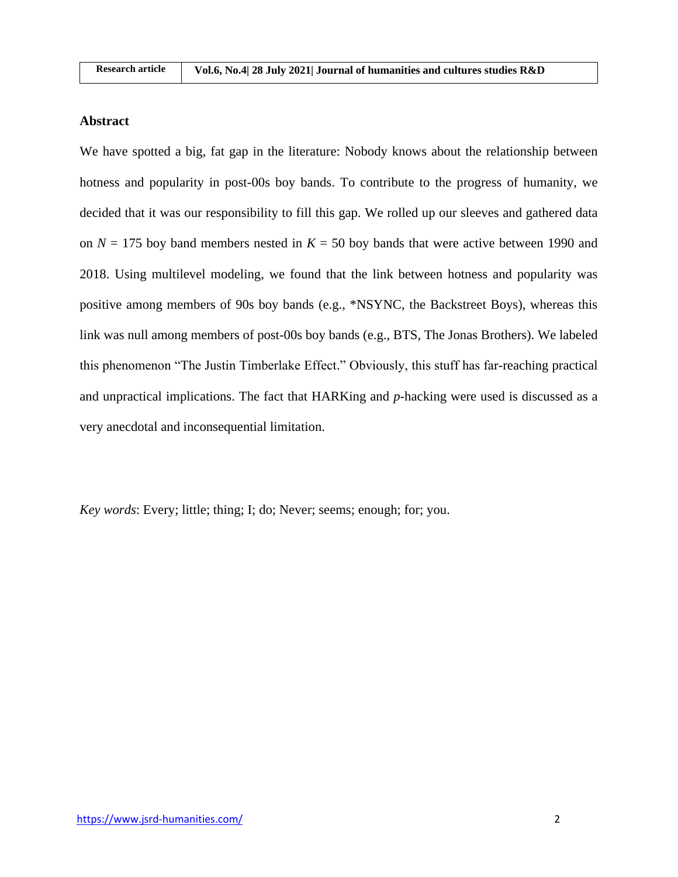## Abstract

We have spotted a big, fat gap in the literature: Nobody knows about the relationship between hotness and popularity in post-00s boy bands. To contribute to the progress of humanity, we decided that it was our responsibility to fill this gap. We rolled up our sleeves and gathered data on $N = 175$ boy band members nested in $K = 50$ boy bands that were active between 1990 and 2018. Using multilevel modeling, we found that the link between hotness and popularity was positive among members of 90s boy bands (e.g., *NSYNC, the Backstreet Boys), whereas this link was null among members of post-00s boy bands (e.g., BTS, The Jonas Brothers). We labeled this phenomenon "The Justin Timberlake Effect." Obviously, this stuff has far-reaching practical and unpractical implications. The fact that HARKing and *p*-hacking were used is discussed as a very anecdotal and inconsequential limitation.

*Key words*: Every; little; thing; I; do; Never; seems; enough; for; you.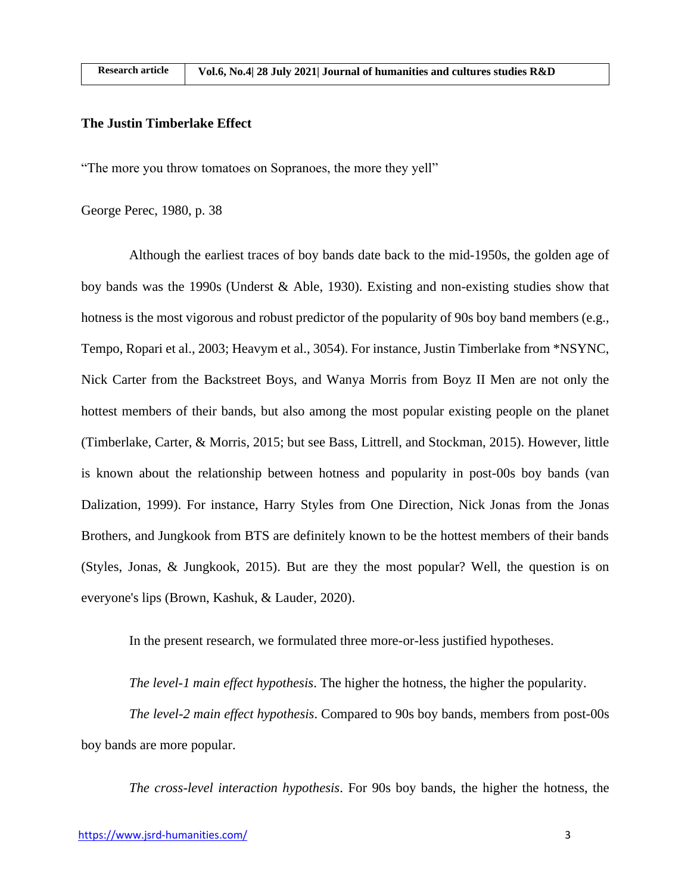## The Justin Timberlake Effect

"The more you throw tomatoes on Sopranoes, the more they yell"

George Perec, 1980, p. 38

Although the earliest traces of boy bands date back to the mid-1950s, the golden age of boy bands was the 1990s (Underst & Able, 1930). Existing and non-existing studies show that hotness is the most vigorous and robust predictor of the popularity of 90s boy band members (e.g., Tempo, Ropari et al., 2003; Heavym et al., 3054). For instance, Justin Timberlake from *NSYNC, Nick Carter from the Backstreet Boys, and Wanya Morris from Boyz II Men are not only the hottest members of their bands, but also among the most popular existing people on the planet (Timberlake, Carter, & Morris, 2015; but see Bass, Littrell, and Stockman, 2015). However, little is known about the relationship between hotness and popularity in post-00s boy bands (van Dalization, 1999). For instance, Harry Styles from One Direction, Nick Jonas from the Jonas Brothers, and Jungkook from BTS are definitely known to be the hottest members of their bands (Styles, Jonas, & Jungkook, 2015). But are they the most popular? Well, the question is on everyone's lips (Brown, Kashuk, & Lauder, 2020).

In the present research, we formulated three more-or-less justified hypotheses.

*The level-1 main effect hypothesis*. The higher the hotness, the higher the popularity.

*The level-2 main effect hypothesis*. Compared to 90s boy bands, members from post-00s boy bands are more popular.

*The cross-level interaction hypothesis*. For 90s boy bands, the higher the hotness, the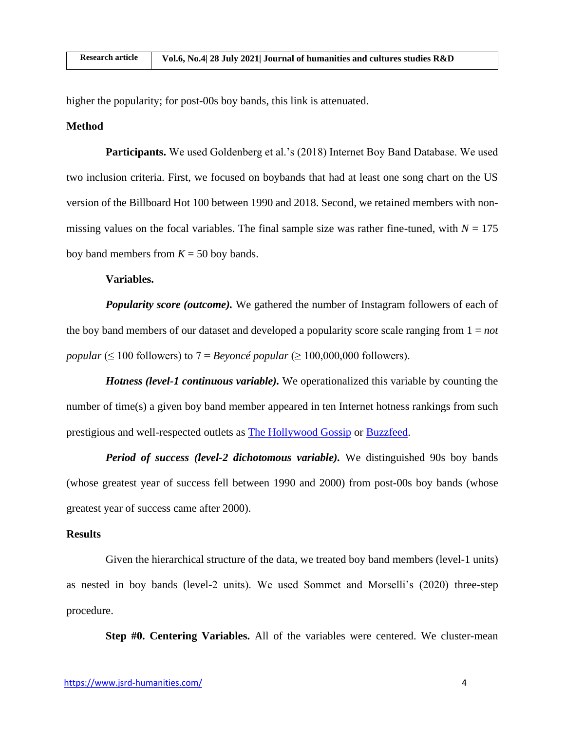higher the popularity; for post-00s boy bands, this link is attenuated.

## Method

**Participants.** We used Goldenberg et al.'s (2018) Internet Boy Band Database. We used two inclusion criteria. First, we focused on boybands that had at least one song chart on the US version of the Billboard Hot 100 between 1990 and 2018. Second, we retained members with non-missing values on the focal variables. The final sample size was rather fine-tuned, with $N = 175$ boy band members from $K = 50$ boy bands.

**Variables.**

***Popularity score (outcome).*** We gathered the number of Instagram followers of each of the boy band members of our dataset and developed a popularity score scale ranging from 1 = *not popular* (≤ 100 followers) to 7 = *Beyoncé popular* (≥ 100,000,000 followers).

***Hotness (level-1 continuous variable).*** We operationalized this variable by counting the number of time(s) a given boy band member appeared in ten Internet hotness rankings from such prestigious and well-respected outlets as [The Hollywood Gossip] or [Buzzfeed].

***Period of success (level-2 dichotomous variable).*** We distinguished 90s boy bands (whose greatest year of success fell between 1990 and 2000) from post-00s boy bands (whose greatest year of success came after 2000).

## Results

Given the hierarchical structure of the data, we treated boy band members (level-1 units) as nested in boy bands (level-2 units). We used Sommet and Morselli's (2020) three-step procedure.

**Step #0. Centering Variables.** All of the variables were centered. We cluster-mean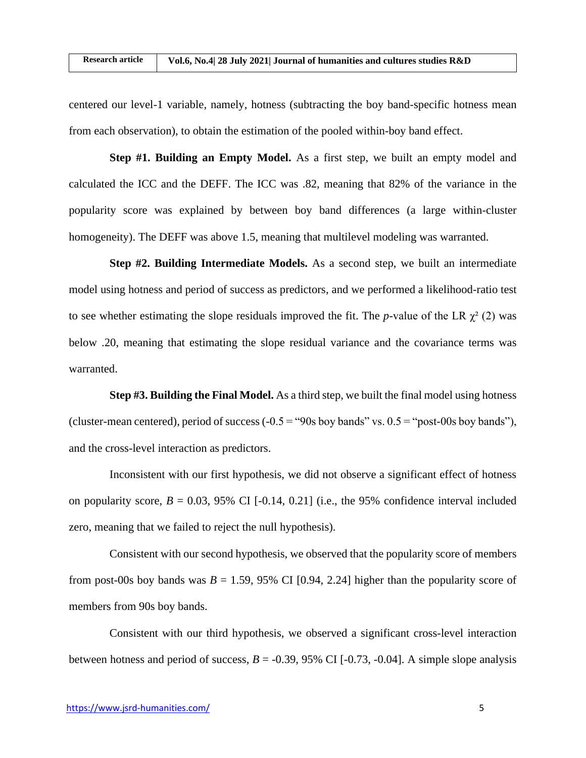centered our level-1 variable, namely, hotness (subtracting the boy band-specific hotness mean from each observation), to obtain the estimation of the pooled within-boy band effect.

**Step #1. Building an Empty Model.** As a first step, we built an empty model and calculated the ICC and the DEFF. The ICC was .82, meaning that 82% of the variance in the popularity score was explained by between boy band differences (a large within-cluster homogeneity). The DEFF was above 1.5, meaning that multilevel modeling was warranted.

**Step #2. Building Intermediate Models.** As a second step, we built an intermediate model using hotness and period of success as predictors, and we performed a likelihood-ratio test to see whether estimating the slope residuals improved the fit. The *p*-value of the LR $\chi^2$ (2) was below .20, meaning that estimating the slope residual variance and the covariance terms was warranted.

**Step #3. Building the Final Model.** As a third step, we built the final model using hotness (cluster-mean centered), period of success (-0.5 = "90s boy bands" vs. 0.5 = "post-00s boy bands"), and the cross-level interaction as predictors.

Inconsistent with our first hypothesis, we did not observe a significant effect of hotness on popularity score, $B = 0.03$, 95% CI [-0.14, 0.21] (i.e., the 95% confidence interval included zero, meaning that we failed to reject the null hypothesis).

Consistent with our second hypothesis, we observed that the popularity score of members from post-00s boy bands was $B = 1.59$, 95% CI [0.94, 2.24] higher than the popularity score of members from 90s boy bands.

Consistent with our third hypothesis, we observed a significant cross-level interaction between hotness and period of success, $B = -0.39$, 95% CI [-0.73, -0.04]. A simple slope analysis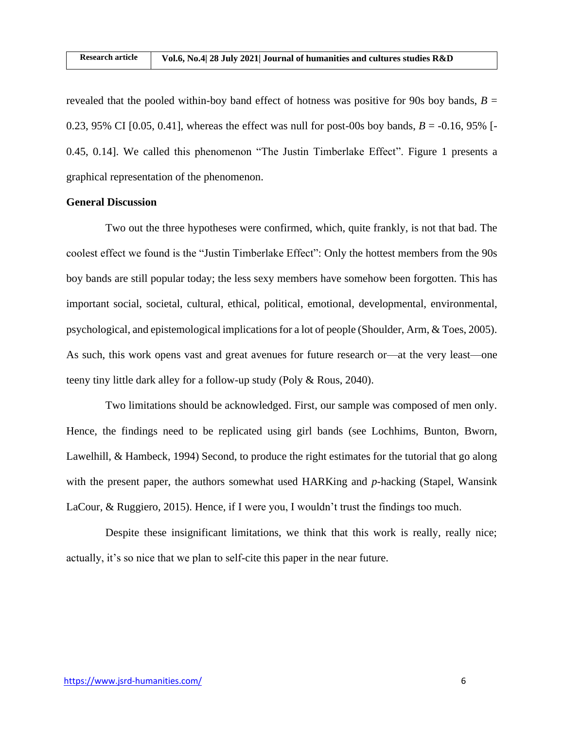revealed that the pooled within-boy band effect of hotness was positive for 90s boy bands, $B = 0.23$, 95% CI [0.05, 0.41], whereas the effect was null for post-00s boy bands, $B = -0.16$, 95% [-0.45, 0.14]. We called this phenomenon "The Justin Timberlake Effect". Figure 1 presents a graphical representation of the phenomenon.

**General Discussion**

Two out the three hypotheses were confirmed, which, quite frankly, is not that bad. The coolest effect we found is the "Justin Timberlake Effect": Only the hottest members from the 90s boy bands are still popular today; the less sexy members have somehow been forgotten. This has important social, societal, cultural, ethical, political, emotional, developmental, environmental, psychological, and epistemological implications for a lot of people (Shoulder, Arm, & Toes, 2005). As such, this work opens vast and great avenues for future research or—at the very least—one teeny tiny little dark alley for a follow-up study (Poly & Rous, 2040).

Two limitations should be acknowledged. First, our sample was composed of men only. Hence, the findings need to be replicated using girl bands (see Lochhims, Bunton, Bworn, Lawelhill, & Hambeck, 1994) Second, to produce the right estimates for the tutorial that go along with the present paper, the authors somewhat used HARKing and *p*-hacking (Stapel, Wansink LaCour, & Ruggiero, 2015). Hence, if I were you, I wouldn't trust the findings too much.

Despite these insignificant limitations, we think that this work is really, really nice; actually, it's so nice that we plan to self-cite this paper in the near future.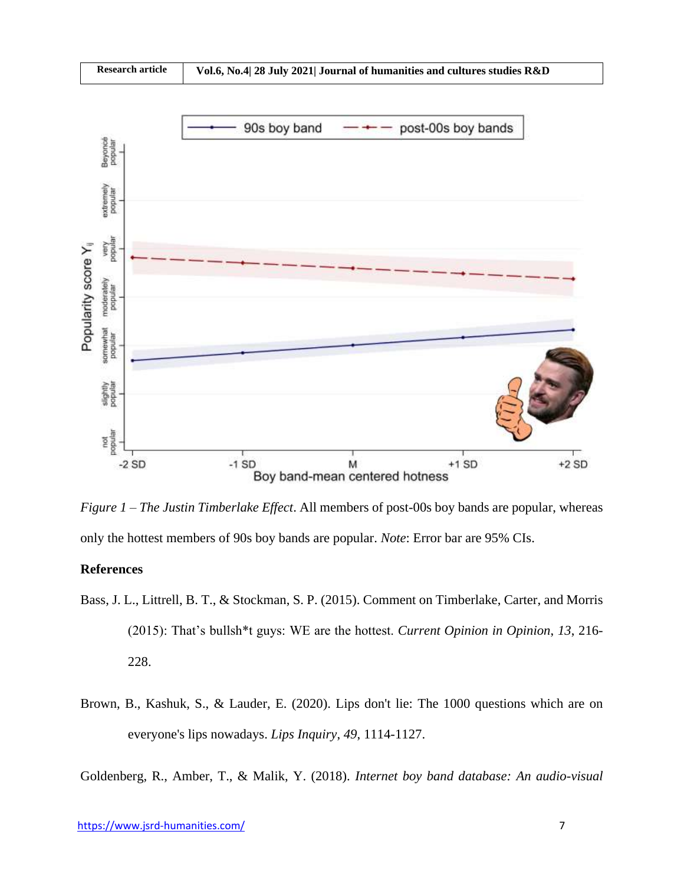*Figure 1 – The Justin Timberlake Effect*. All members of post-00s boy bands are popular, whereas only the hottest members of 90s boy bands are popular. *Note*: Error bar are 95% CIs.

## References

Bass, J. L., Littrell, B. T., & Stockman, S. P. (2015). Comment on Timberlake, Carter, and Morris (2015): That's bullsh*t guys: WE are the hottest. *Current Opinion in Opinion*, *13*, 216-228.

Brown, B., Kashuk, S., & Lauder, E. (2020). Lips don't lie: The 1000 questions which are on everyone's lips nowadays. *Lips Inquiry*, *49*, 1114-1127.

Goldenberg, R., Amber, T., & Malik, Y. (2018). *Internet boy band database: An audio-visual*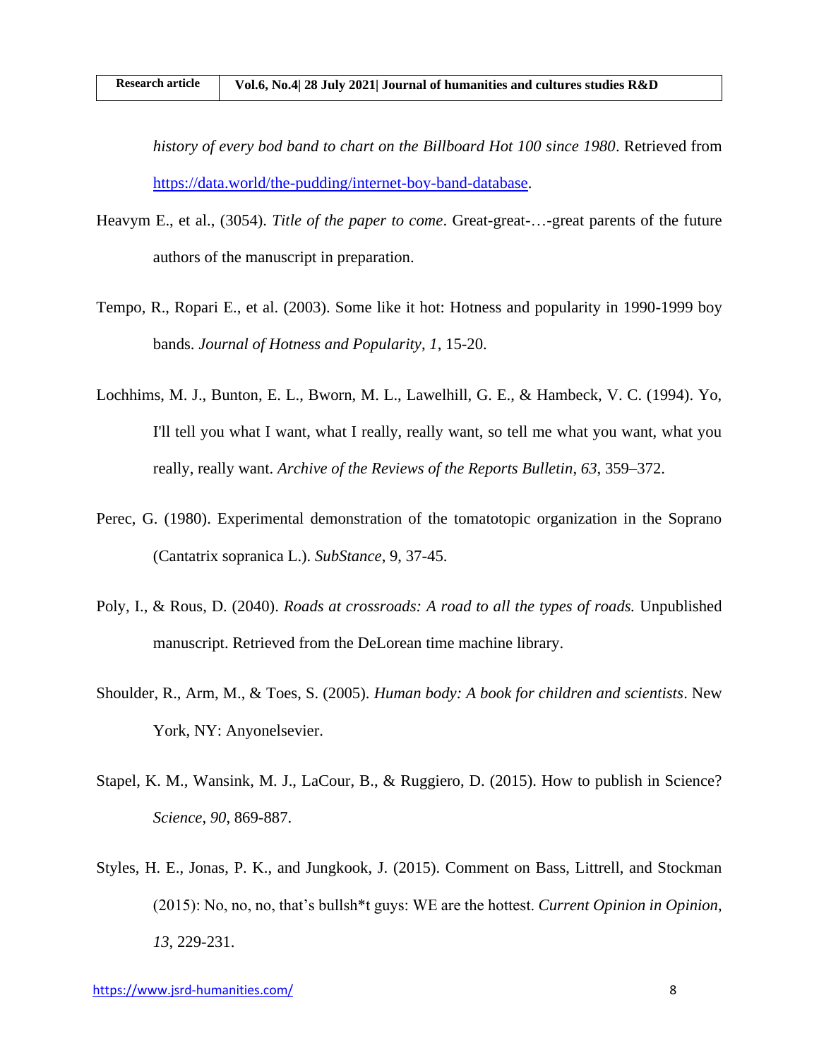*history of every bod band to chart on the Billboard Hot 100 since 1980*. Retrieved from https://data.world/the-pudding/internet-boy-band-database.

Heavym E., et al., (3054). *Title of the paper to come*. Great-great-…-great parents of the future authors of the manuscript in preparation.

Tempo, R., Ropari E., et al. (2003). Some like it hot: Hotness and popularity in 1990-1999 boy bands. *Journal of Hotness and Popularity*, *1*, 15-20.

Lochhims, M. J., Bunton, E. L., Bworn, M. L., Lawelhill, G. E., & Hambeck, V. C. (1994). Yo, I'll tell you what I want, what I really, really want, so tell me what you want, what you really, really want. *Archive of the Reviews of the Reports Bulletin*, *63*, 359–372.

Perec, G. (1980). Experimental demonstration of the tomatotopic organization in the Soprano (Cantatrix sopranica L.). *SubStance*, 9, 37-45.

Poly, I., & Rous, D. (2040). *Roads at crossroads: A road to all the types of roads.* Unpublished manuscript. Retrieved from the DeLorean time machine library.

Shoulder, R., Arm, M., & Toes, S. (2005). *Human body: A book for children and scientists*. New York, NY: Anyonelsevier.

Stapel, K. M., Wansink, M. J., LaCour, B., & Ruggiero, D. (2015). How to publish in Science? *Science*, *90*, 869-887.

Styles, H. E., Jonas, P. K., and Jungkook, J. (2015). Comment on Bass, Littrell, and Stockman (2015): No, no, no, that's bullsh*t guys: WE are the hottest. *Current Opinion in Opinion*, *13*, 229-231.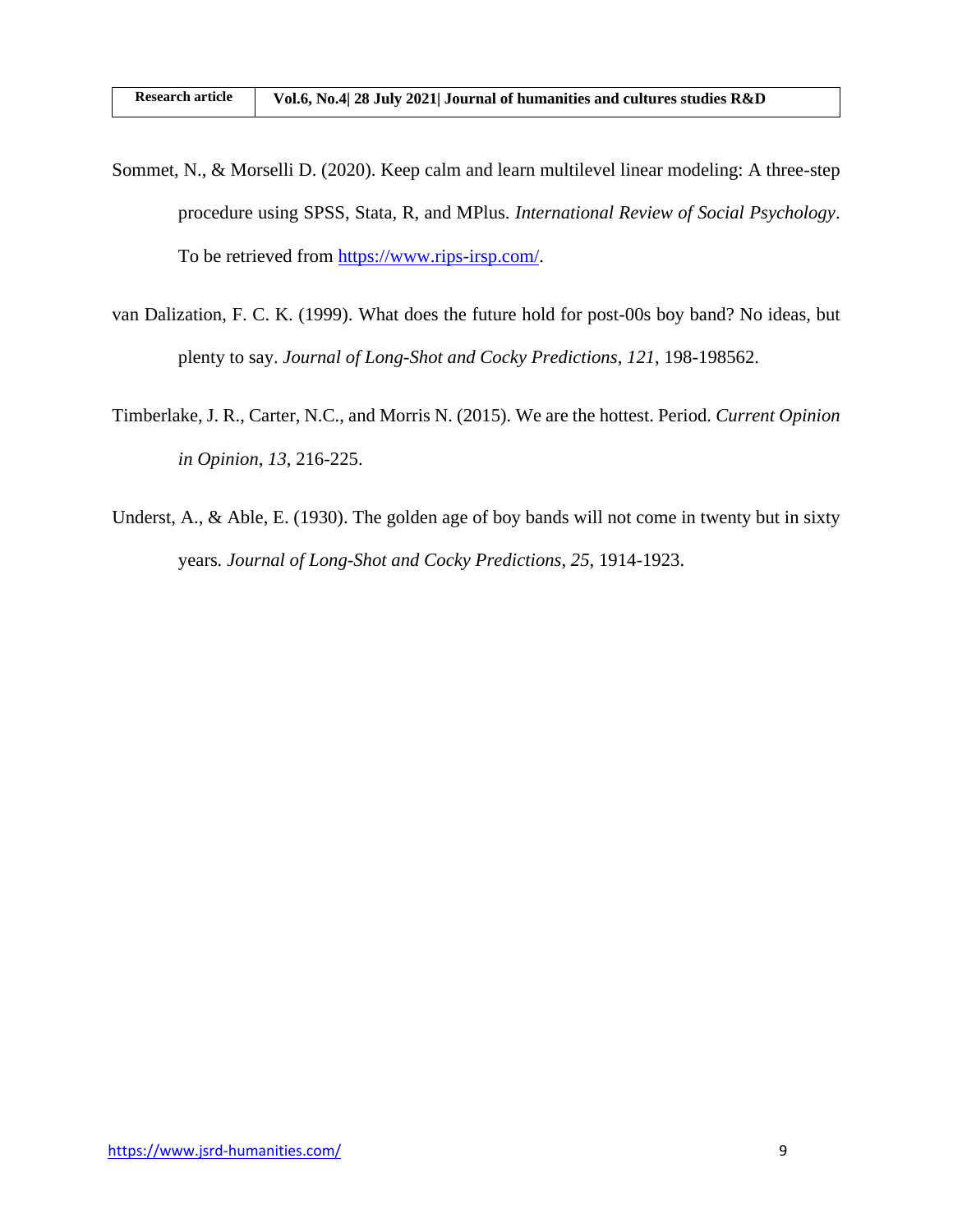Sommet, N., & Morselli D. (2020). Keep calm and learn multilevel linear modeling: A three-step procedure using SPSS, Stata, R, and MPlus. *International Review of Social Psychology*. To be retrieved from https://www.rips-irsp.com/.

van Dalization, F. C. K. (1999). What does the future hold for post-00s boy band? No ideas, but plenty to say. *Journal of Long-Shot and Cocky Predictions*, *121*, 198-198562.

Timberlake, J. R., Carter, N.C., and Morris N. (2015). We are the hottest. Period. *Current Opinion in Opinion*, *13*, 216-225.

Underst, A., & Able, E. (1930). The golden age of boy bands will not come in twenty but in sixty years. *Journal of Long-Shot and Cocky Predictions*, *25*, 1914-1923.